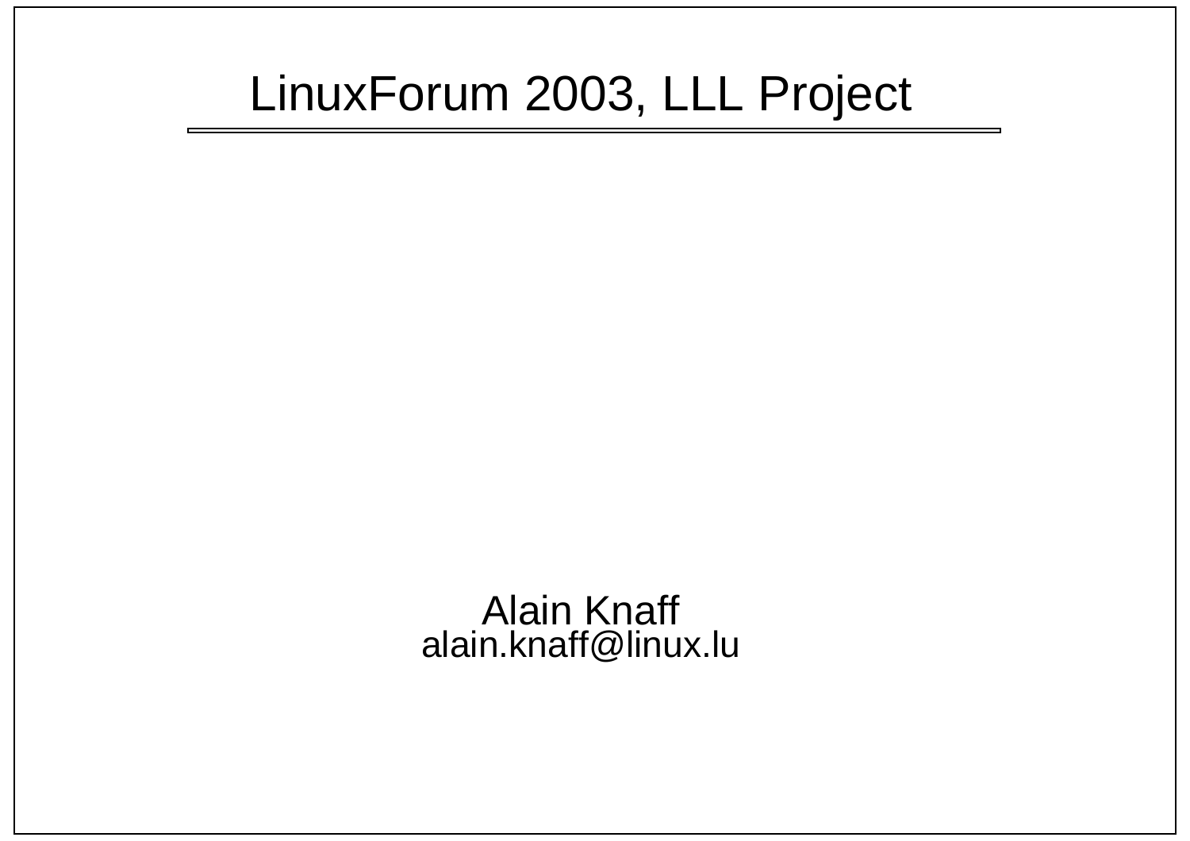# LinuxForum 2003, LLL Project

Alain Knaff
alain.knaff@linux.lu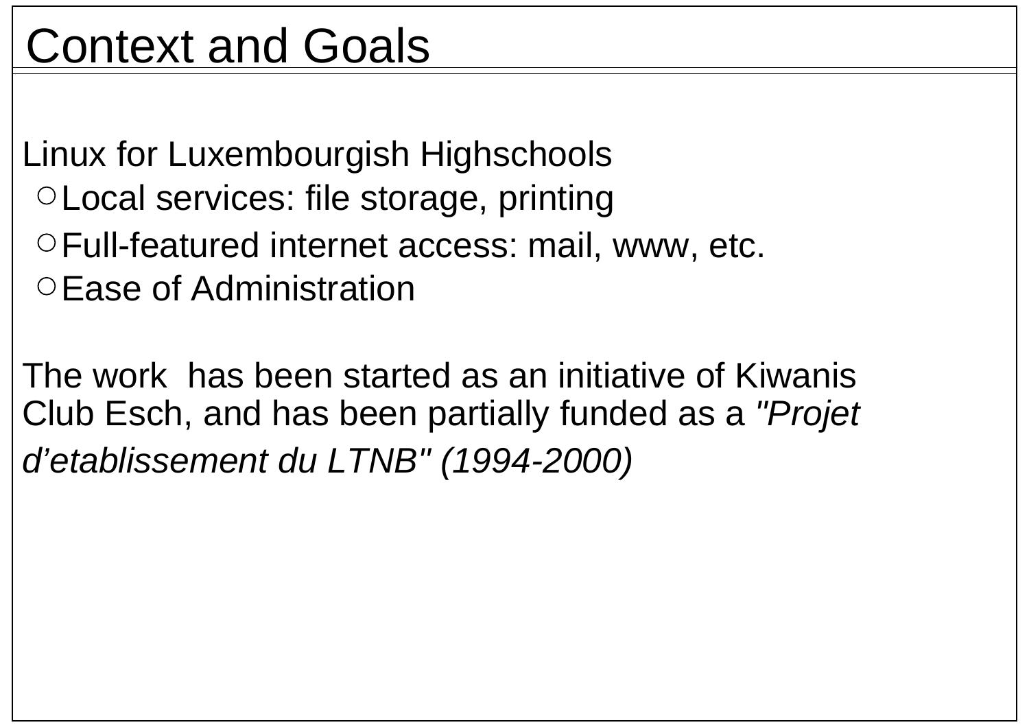# Context and Goals

Linux for Luxembourgish Highschools

- Local services: file storage, printing
- Full-featured internet access: mail, www, etc.
- Ease of Administration

The work has been started as an initiative of Kiwanis Club Esch, and has been partially funded as a *"Projet d'etablissement du LTNB" (1994-2000)*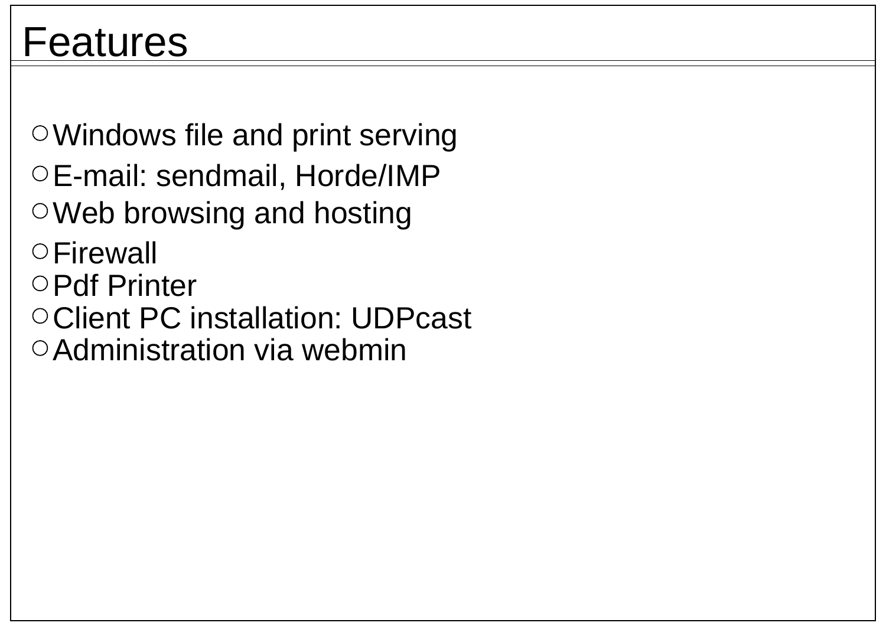# Features

- Windows file and print serving
- E-mail: sendmail, Horde/IMP
- Web browsing and hosting
- Firewall
- Pdf Printer
- Client PC installation: UDPcast
- Administration via webmin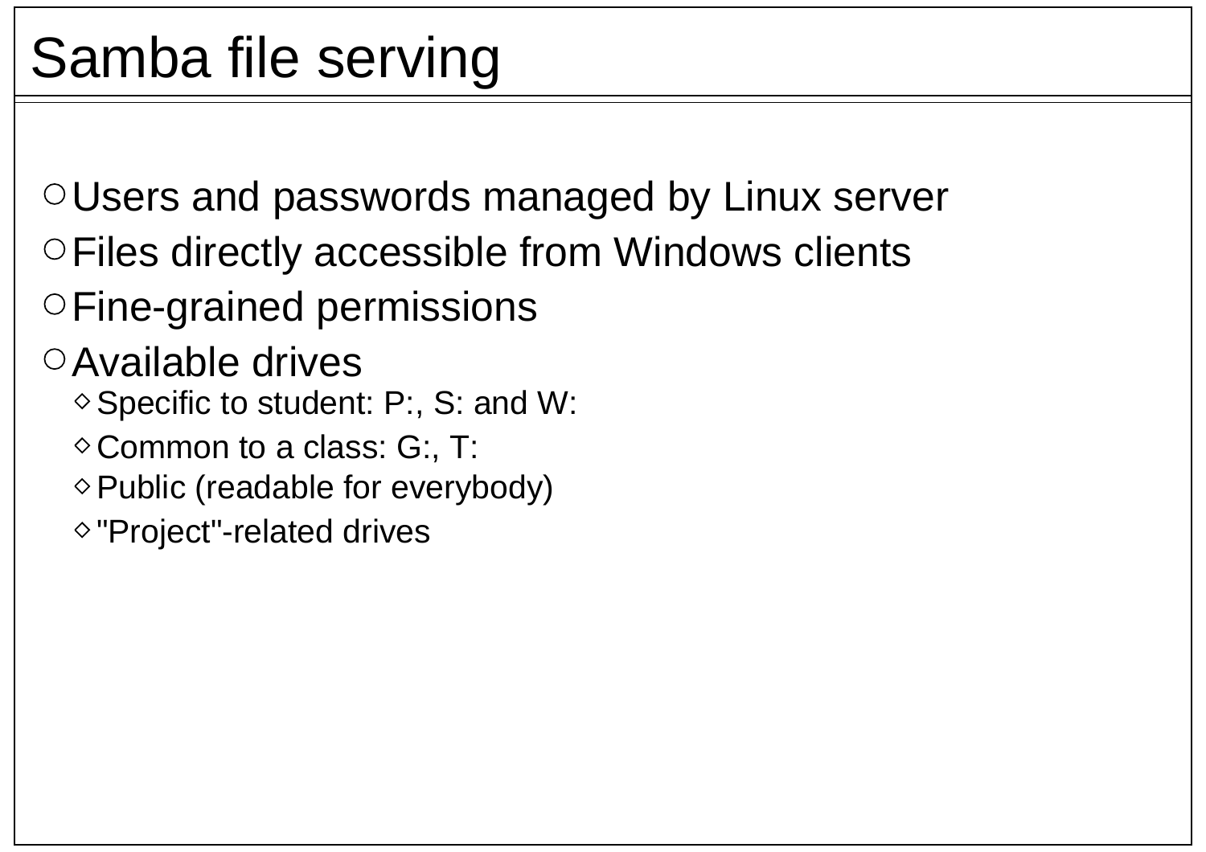# Samba file serving

- Users and passwords managed by Linux server
- Files directly accessible from Windows clients
- Fine-grained permissions
- Available drives
  - Specific to student: P:, S: and W:
  - Common to a class: G:, T:
  - Public (readable for everybody)
  - "Project"-related drives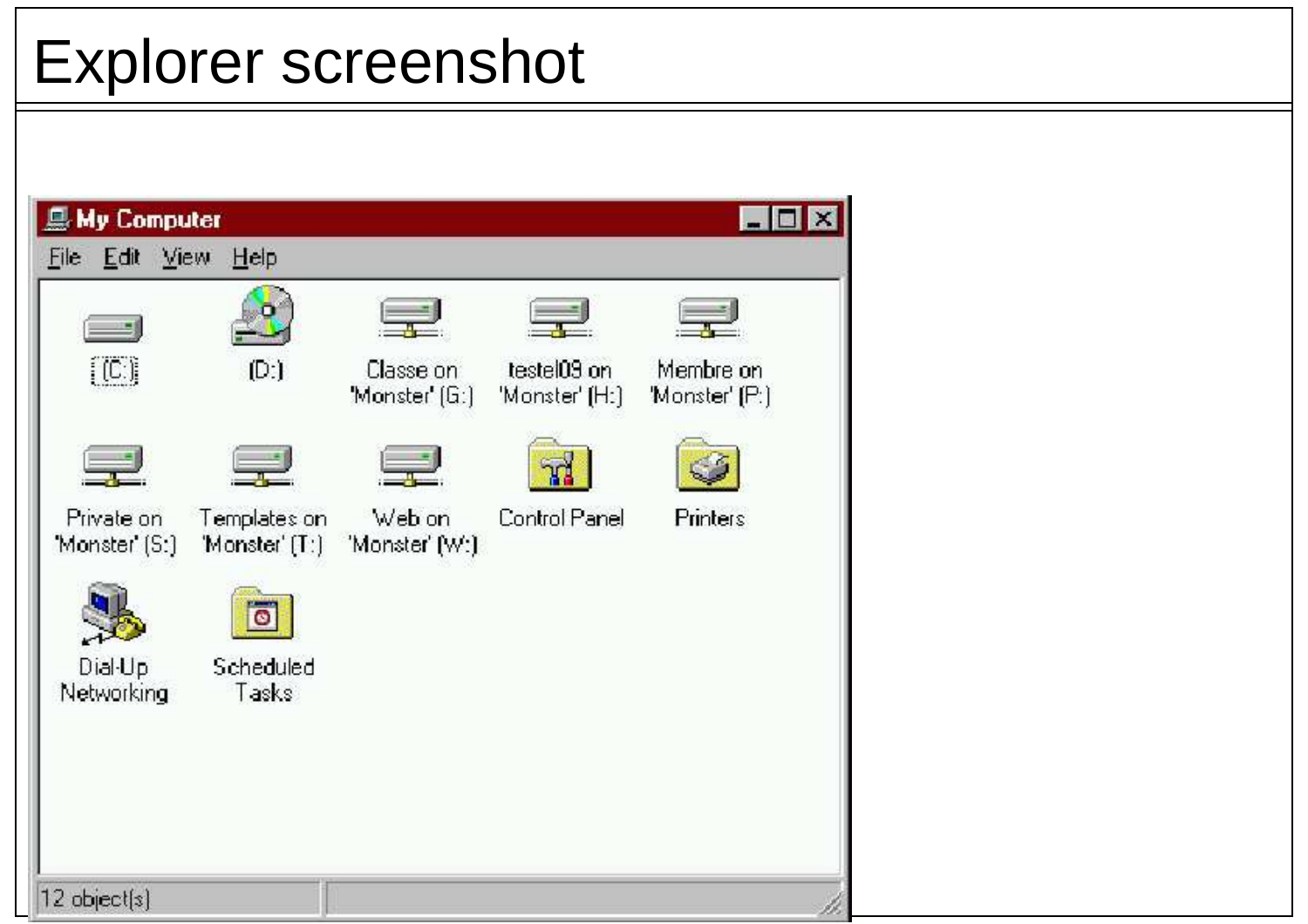# Explorer screenshot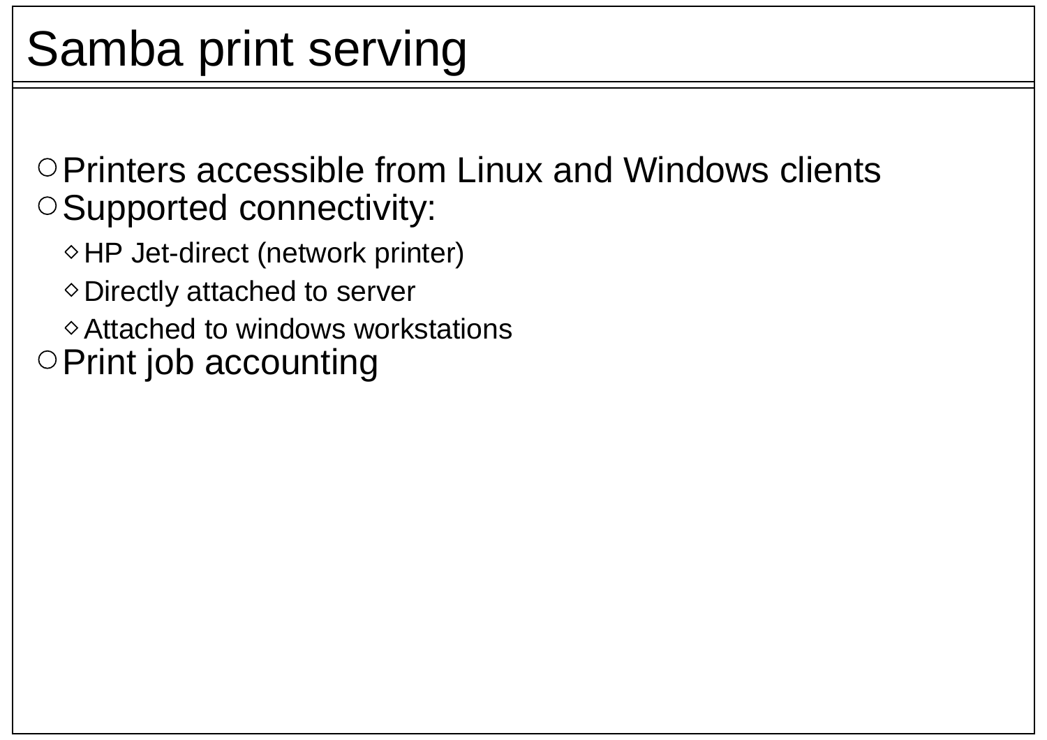# Samba print serving

- Printers accessible from Linux and Windows clients
- Supported connectivity:
  - HP Jet-direct (network printer)
  - Directly attached to server
  - Attached to windows workstations
- Print job accounting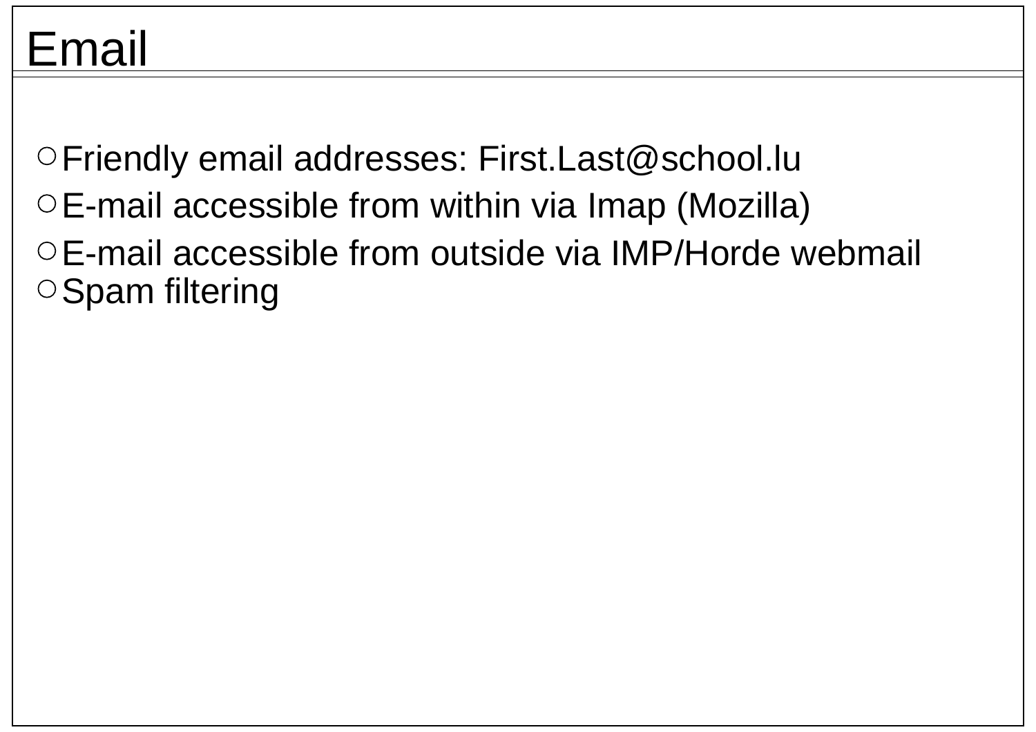# Email

- Friendly email addresses: First.Last@school.lu
- E-mail accessible from within via Imap (Mozilla)
- E-mail accessible from outside via IMP/Horde webmail
- Spam filtering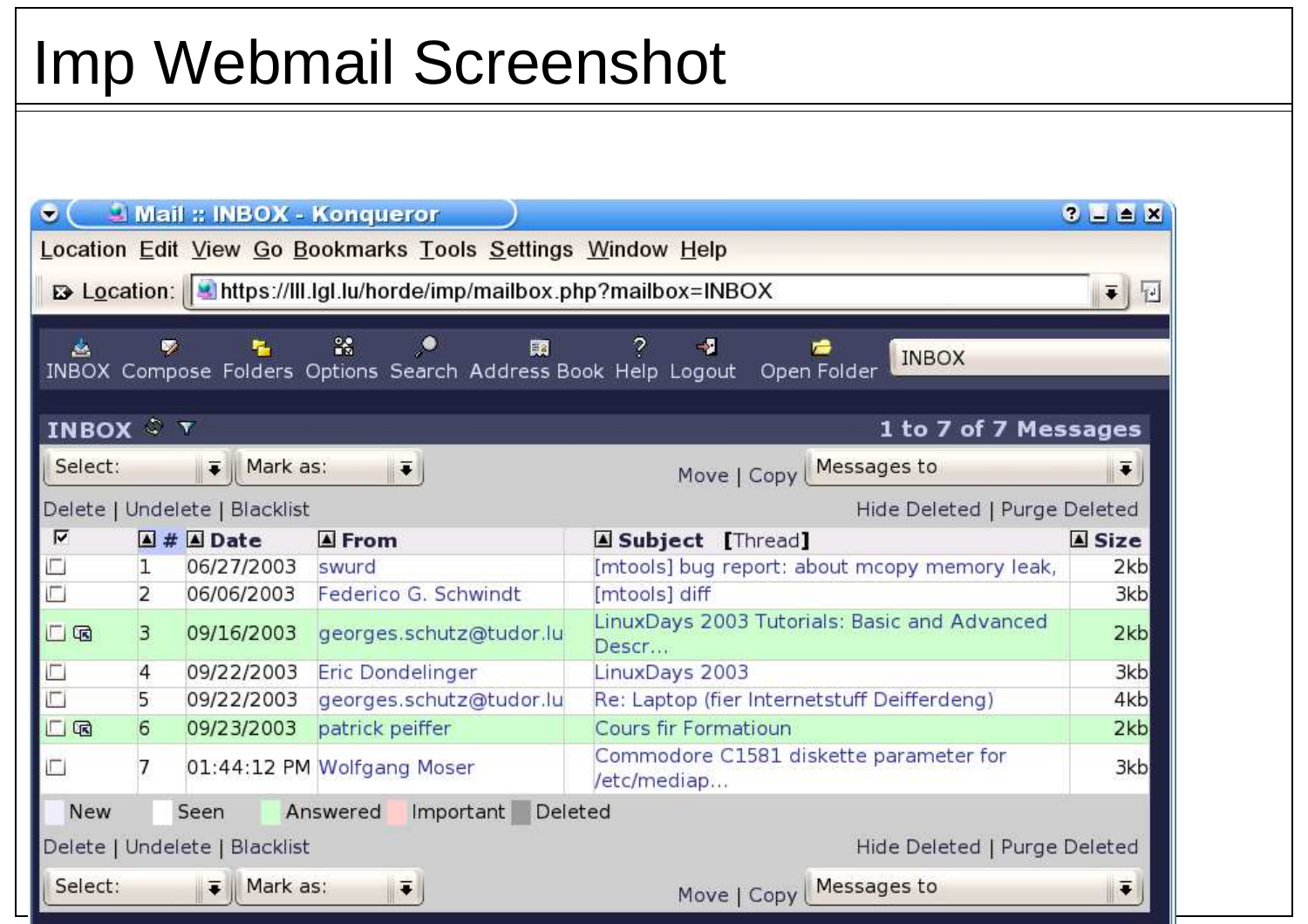# Imp Webmail Screenshot

Mail :: INBOX - Konqueror

Location Edit View Go Bookmarks Tools Settings Window Help

Location: https://lll.lgl.lu/horde/imp/mailbox.php?mailbox=INBOX

INBOX Compose Folders Options Search Address Book Help Logout Open Folder INBOX

INBOX — 1 to 7 of 7 Messages

Select: Mark as: Move | Copy Messages to

Delete | Undelete | Blacklist — Hide Deleted | Purge Deleted

| # | Date | From | Subject [Thread] | Size |
|---|---|---|---|---|
| 1 | 06/27/2003 | swurd | [mtools] bug report: about mcopy memory leak, | 2kb |
| 2 | 06/06/2003 | Federico G. Schwindt | [mtools] diff | 3kb |
| 3 | 09/16/2003 | georges.schutz@tudor.lu | LinuxDays 2003 Tutorials: Basic and Advanced Descr... | 2kb |
| 4 | 09/22/2003 | Eric Dondelinger | LinuxDays 2003 | 3kb |
| 5 | 09/22/2003 | georges.schutz@tudor.lu | Re: Laptop (fier Internetstuff Deifferdeng) | 4kb |
| 6 | 09/23/2003 | patrick peiffer | Cours fir Formatioun | 2kb |
| 7 | 01:44:12 PM | Wolfgang Moser | Commodore C1581 diskette parameter for /etc/mediap... | 3kb |

New Seen Answered Important Deleted

Delete | Undelete | Blacklist — Hide Deleted | Purge Deleted

Select: Mark as: Move | Copy Messages to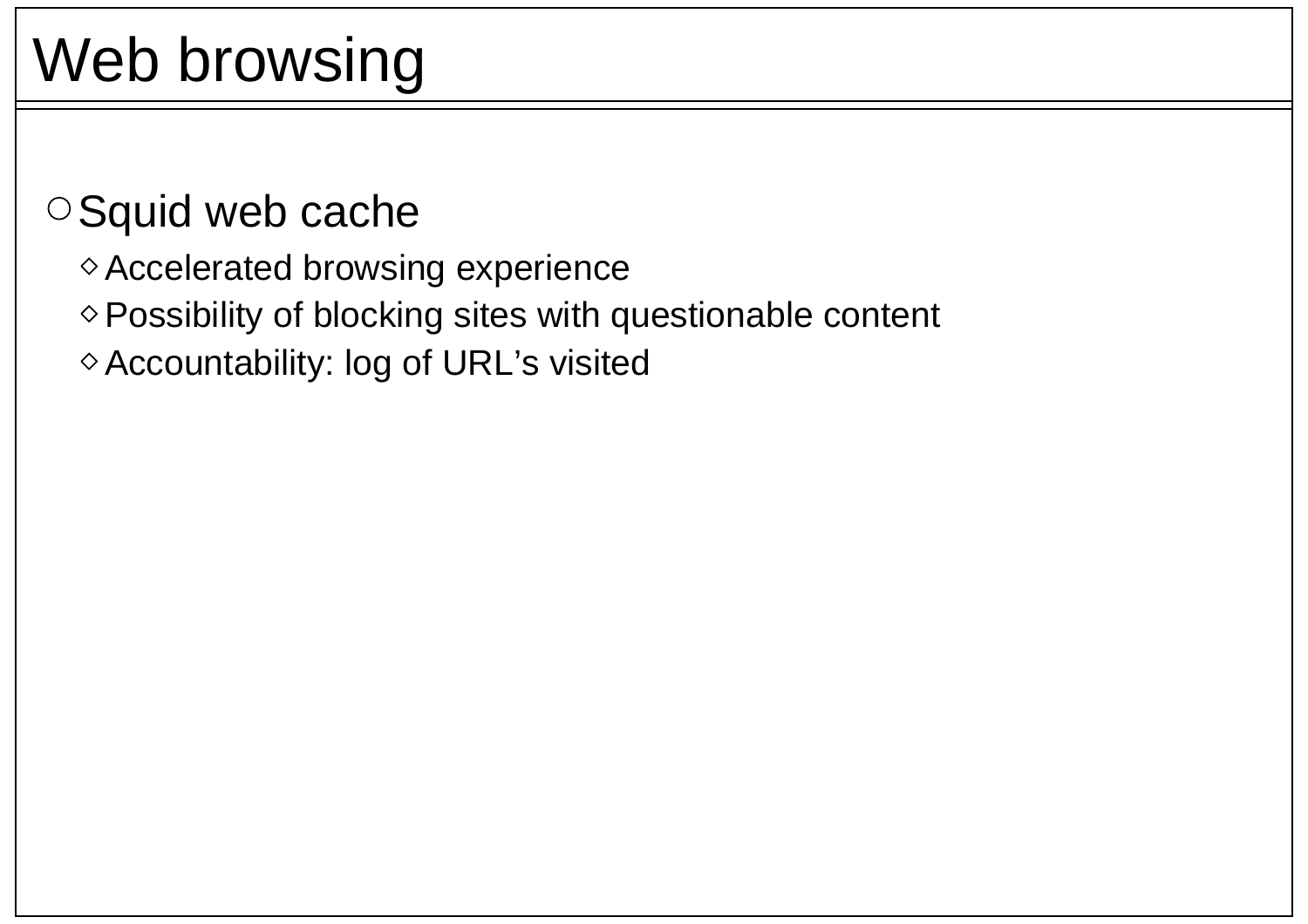# Web browsing

- Squid web cache
  - Accelerated browsing experience
  - Possibility of blocking sites with questionable content
  - Accountability: log of URL's visited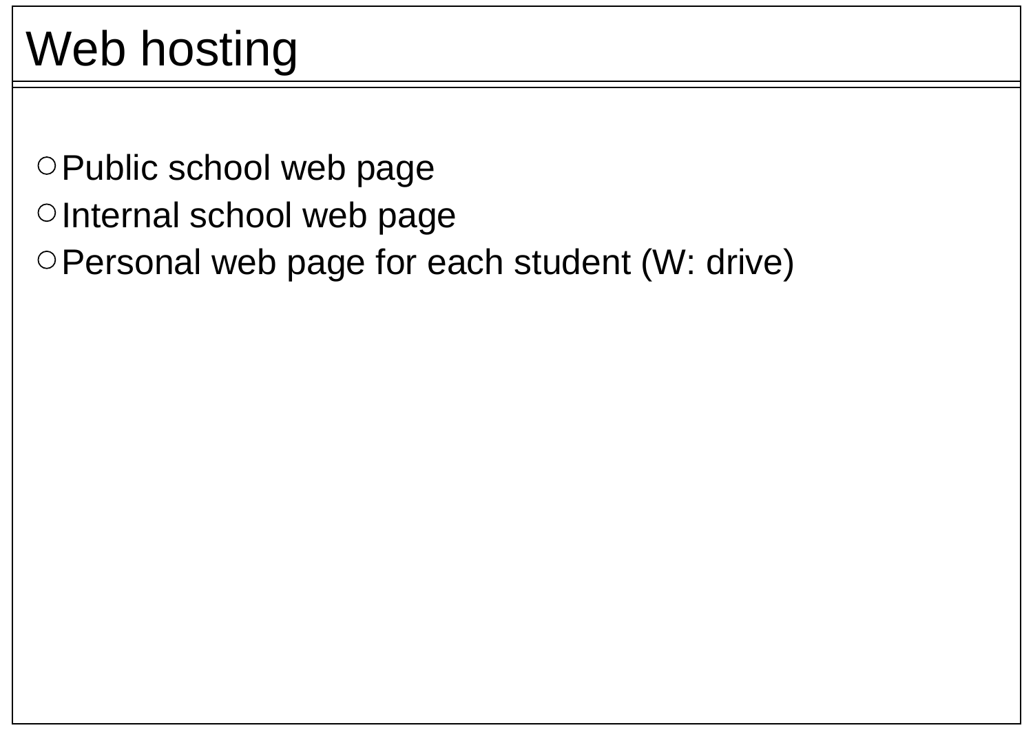# Web hosting

- Public school web page
- Internal school web page
- Personal web page for each student (W: drive)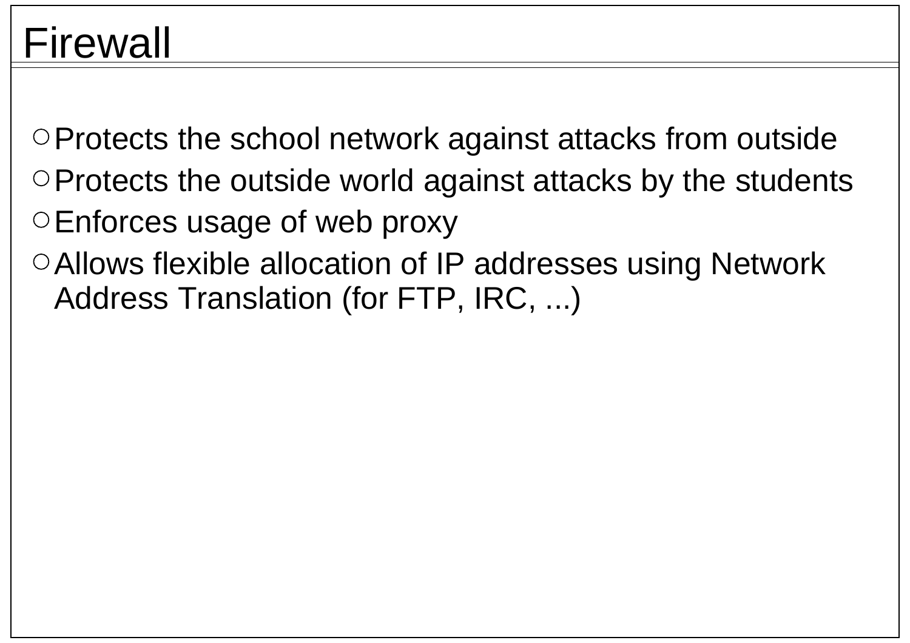# Firewall

- Protects the school network against attacks from outside
- Protects the outside world against attacks by the students
- Enforces usage of web proxy
- Allows flexible allocation of IP addresses using Network Address Translation (for FTP, IRC, ...)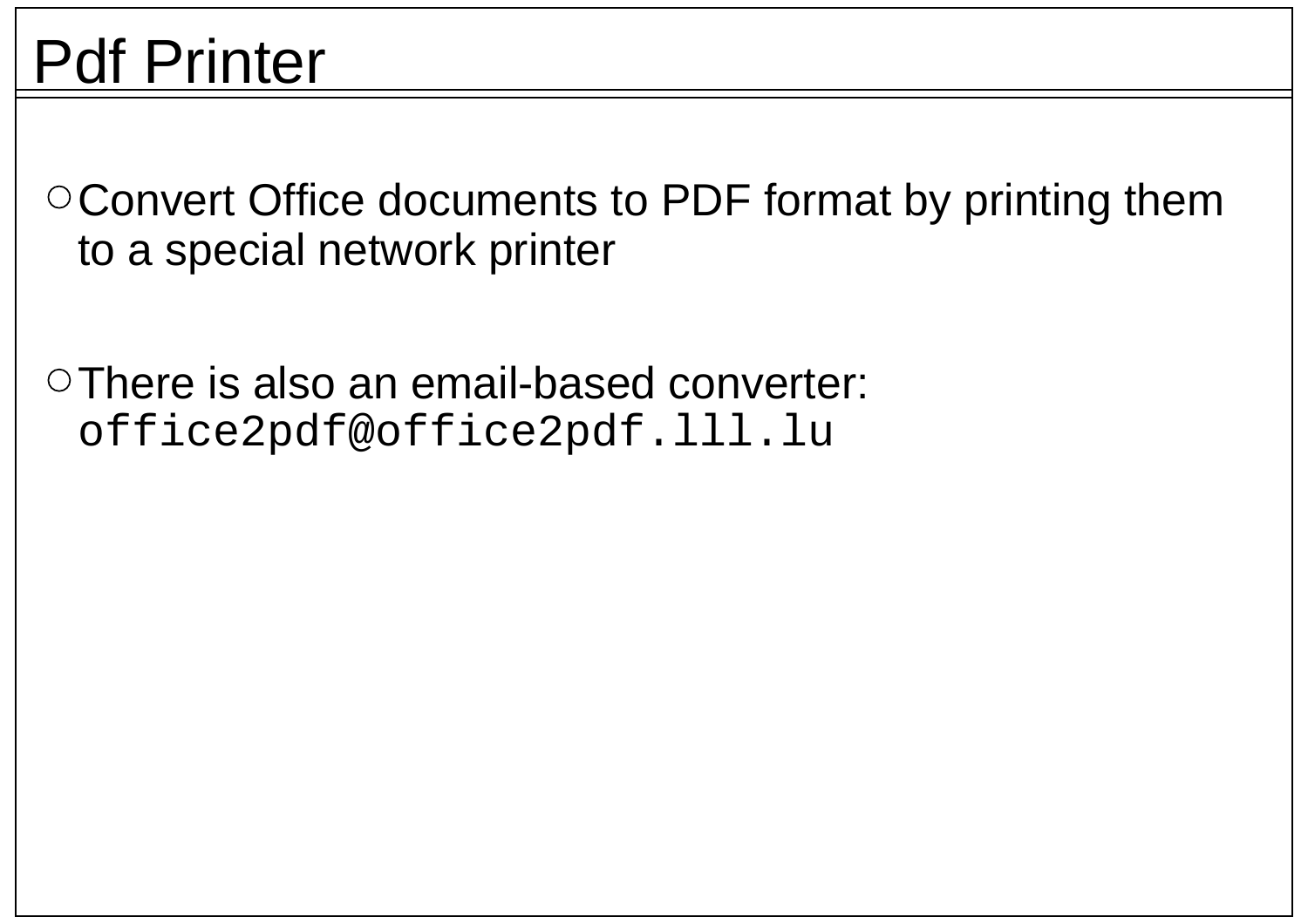# Pdf Printer

- Convert Office documents to PDF format by printing them to a special network printer

- There is also an email-based converter: `office2pdf@office2pdf.lll.lu`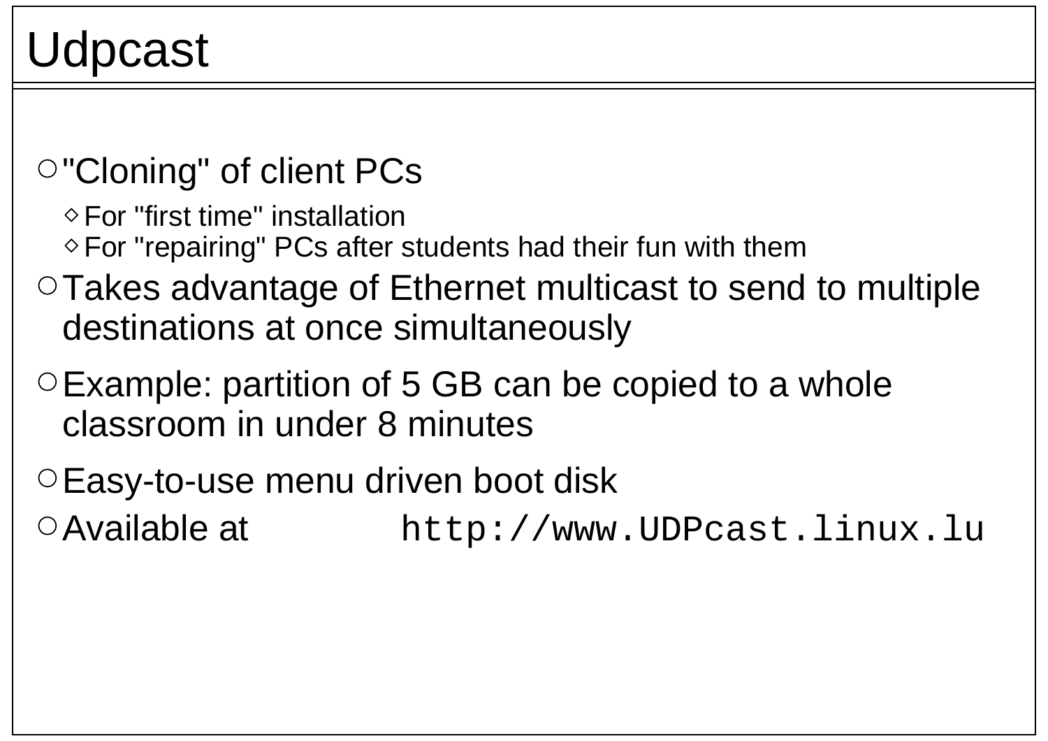# Udpcast

- "Cloning" of client PCs
  - For "first time" installation
  - For "repairing" PCs after students had their fun with them
- Takes advantage of Ethernet multicast to send to multiple destinations at once simultaneously
- Example: partition of 5 GB can be copied to a whole classroom in under 8 minutes
- Easy-to-use menu driven boot disk
- Available at `http://www.UDPcast.linux.lu`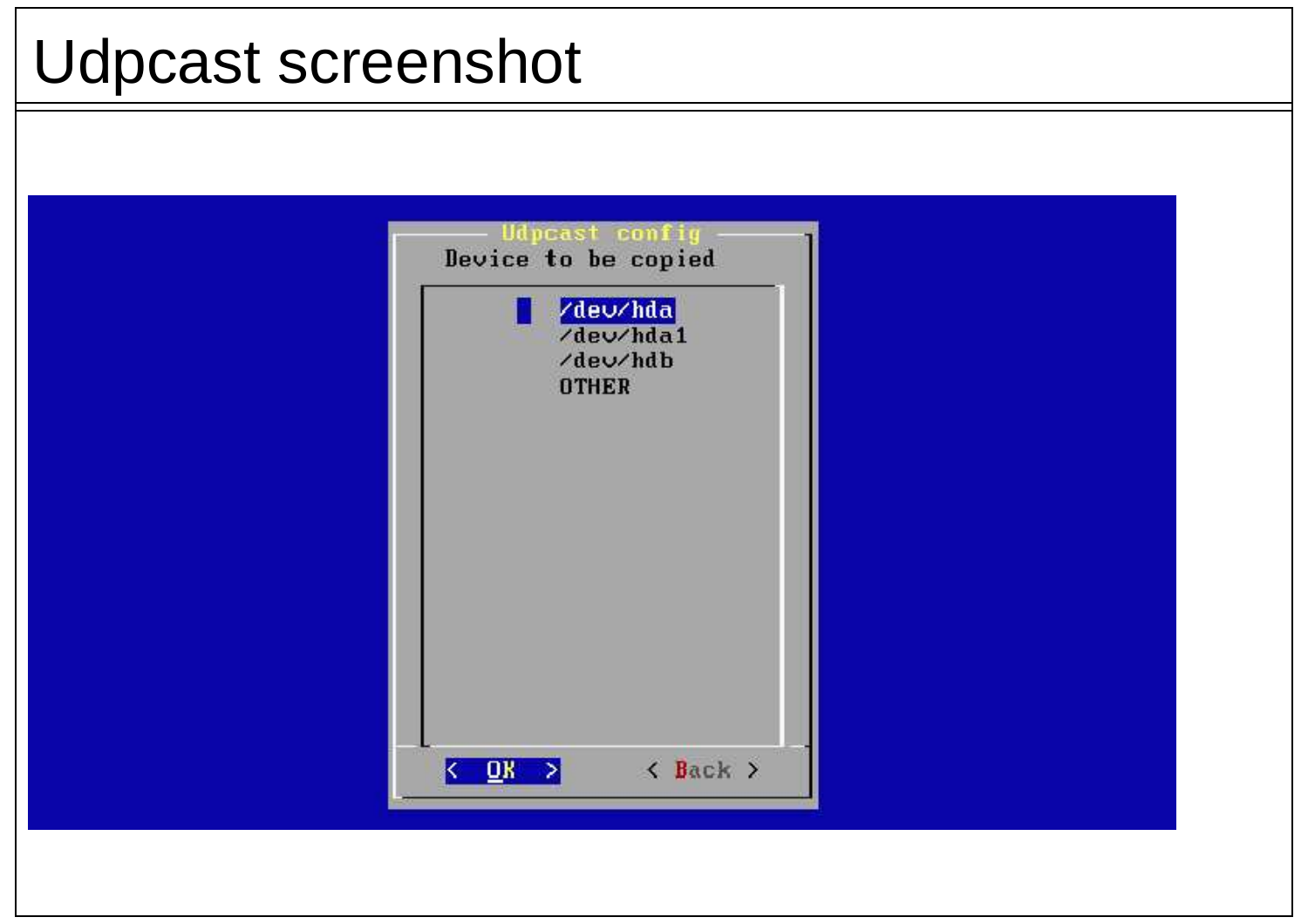# Udpcast screenshot

Udpcast config

Device to be copied

/dev/hda
/dev/hda1
/dev/hdb
OTHER

< OK > < Back >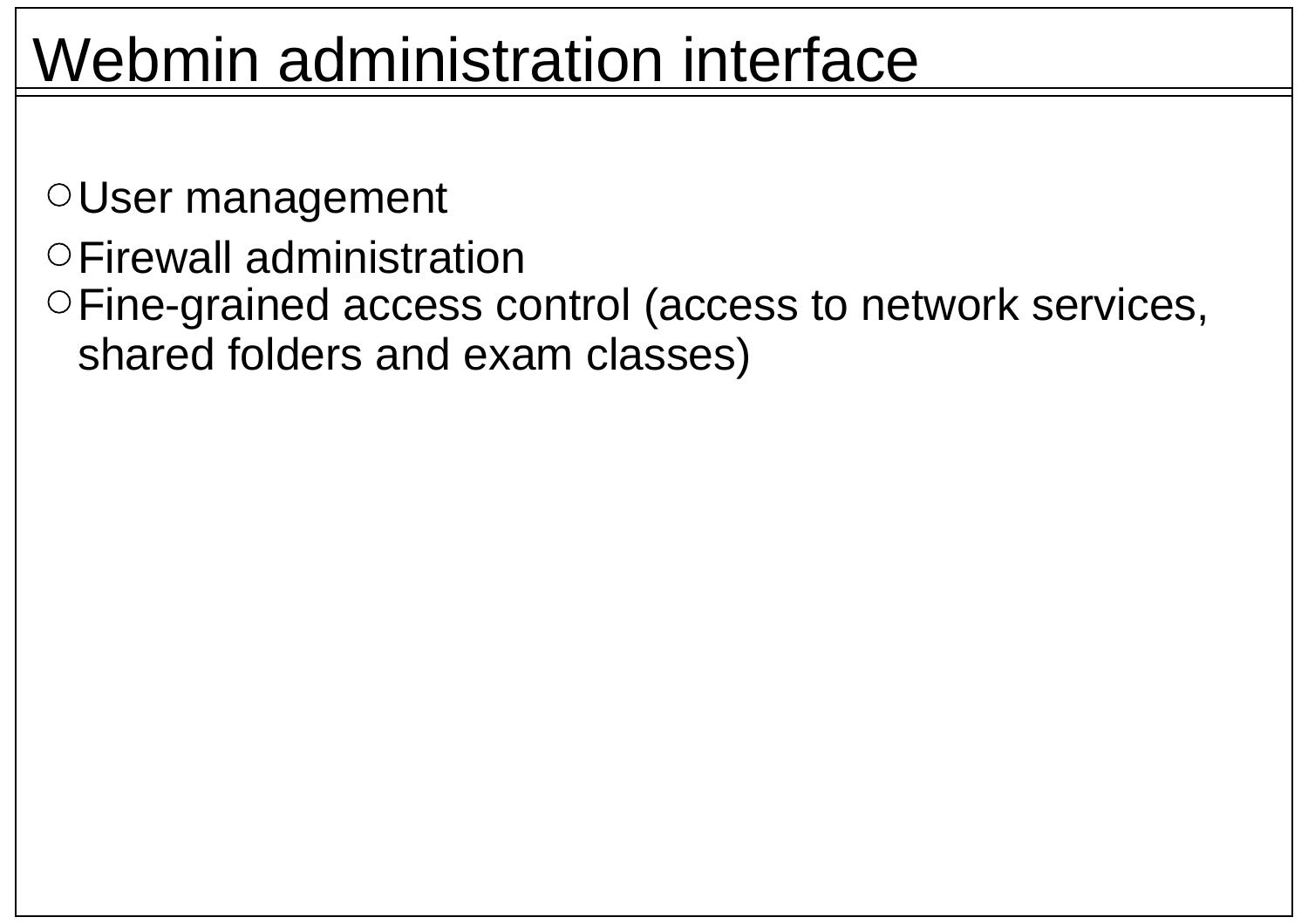# Webmin administration interface

- User management
- Firewall administration
- Fine-grained access control (access to network services, shared folders and exam classes)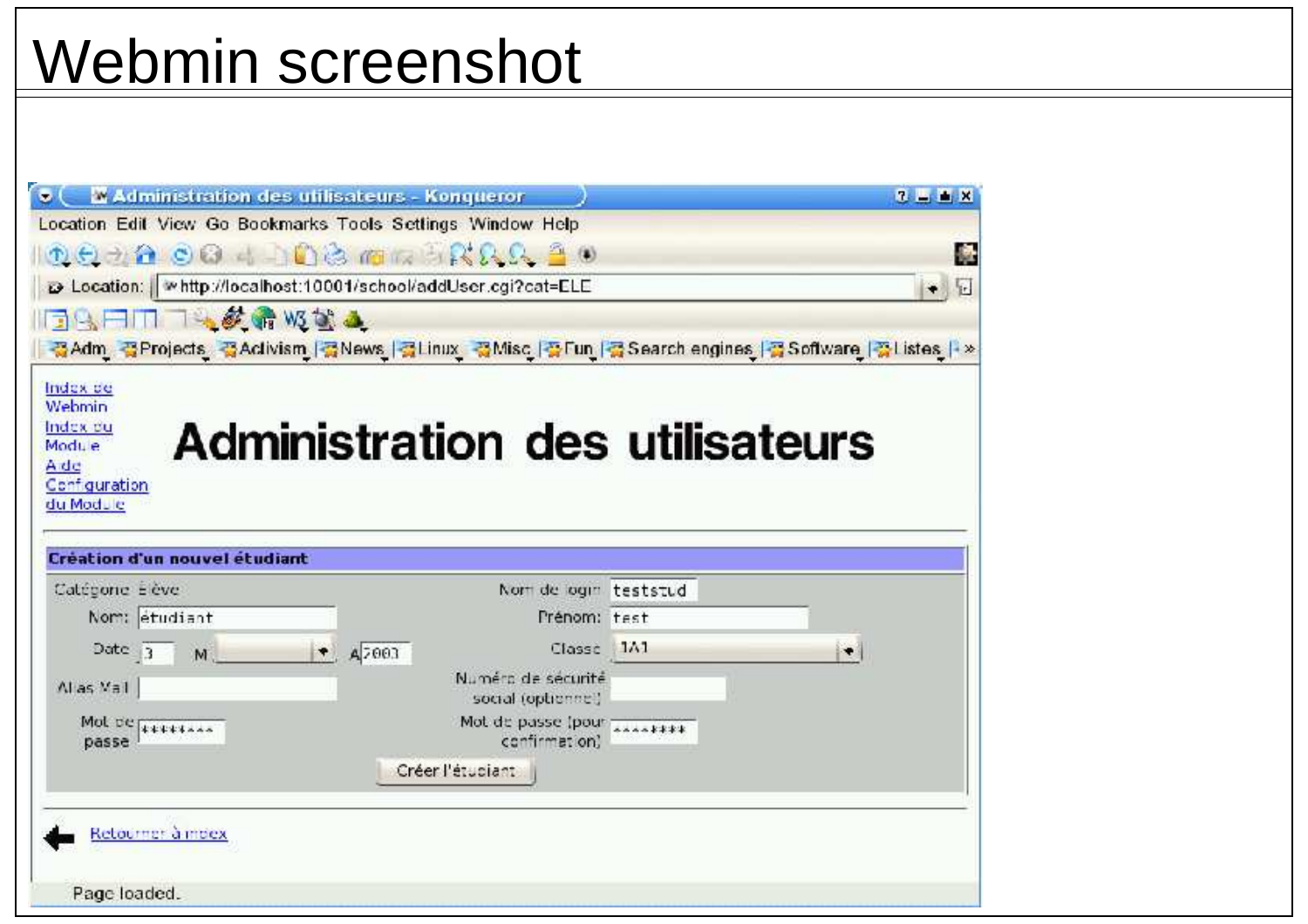# Webmin screenshot

Administration des utilisateurs - Konqueror

Location Edit View Go Bookmarks Tools Settings Window Help

Location: http://localhost:10001/school/addUser.cgi?cat=ELE

Adm Projects Activism News Linux Misc Fun Search engines Software Listes

Index de Webmin
Index du Module
Aide
Configuration du Module

# Administration des utilisateurs

**Création d'un nouvel étudiant**

| | | | |
|---|---|---|---|
| Catégorie | Elève | Nom de login | teststud |
| Nom: | étudiant | Prénom: | test |
| Date | 3 M A 2003 | Classe | 1A1 |
| Alias Mail | | Numéro de sécurité social (optionnel) | |
| Mot de passe | ******** | Mot de passe (pour confirmation) | ******** |

Créer l'étudiant

Retourner à index

Page loaded.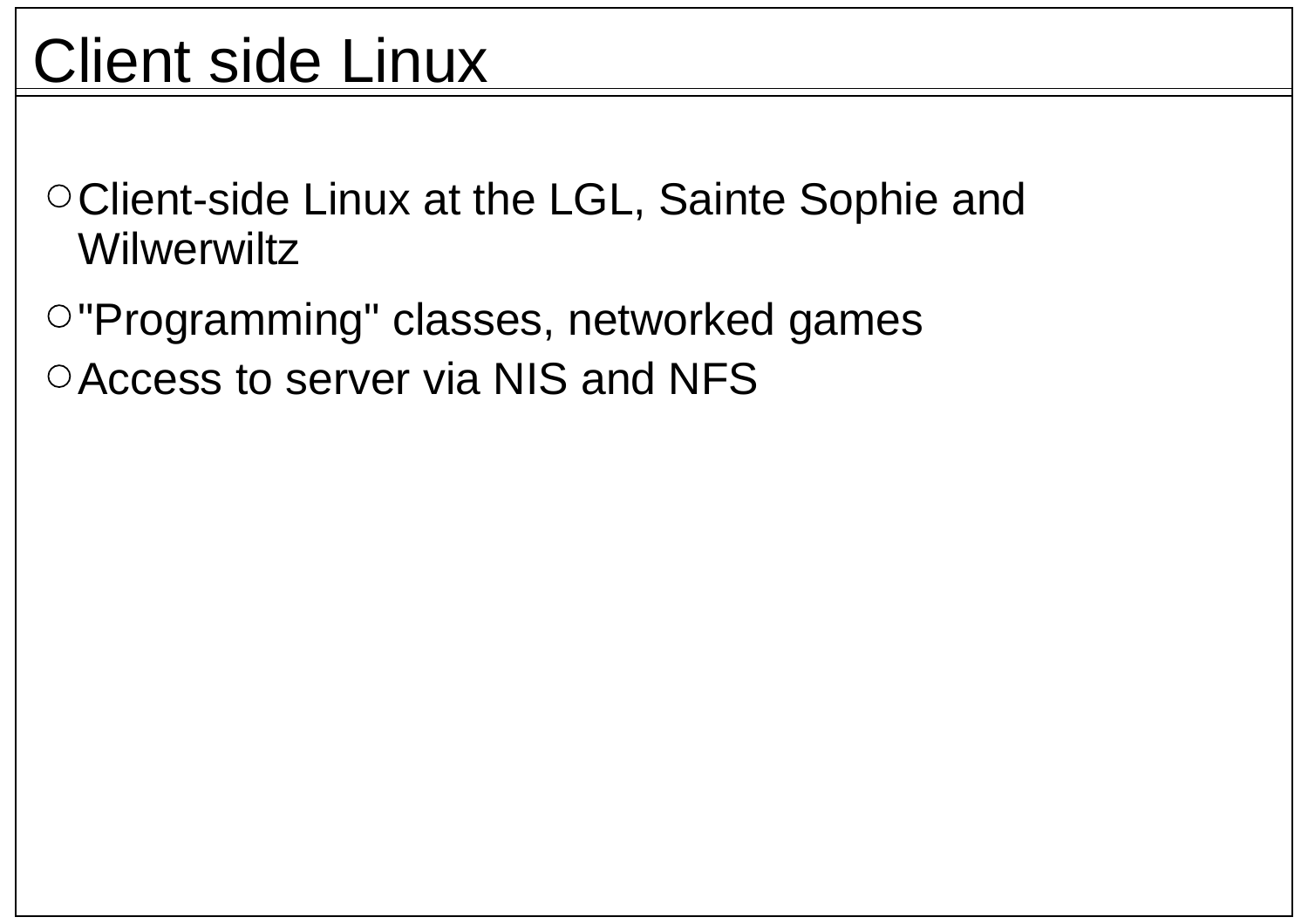# Client side Linux

- Client-side Linux at the LGL, Sainte Sophie and Wilwerwiltz
- "Programming" classes, networked games
- Access to server via NIS and NFS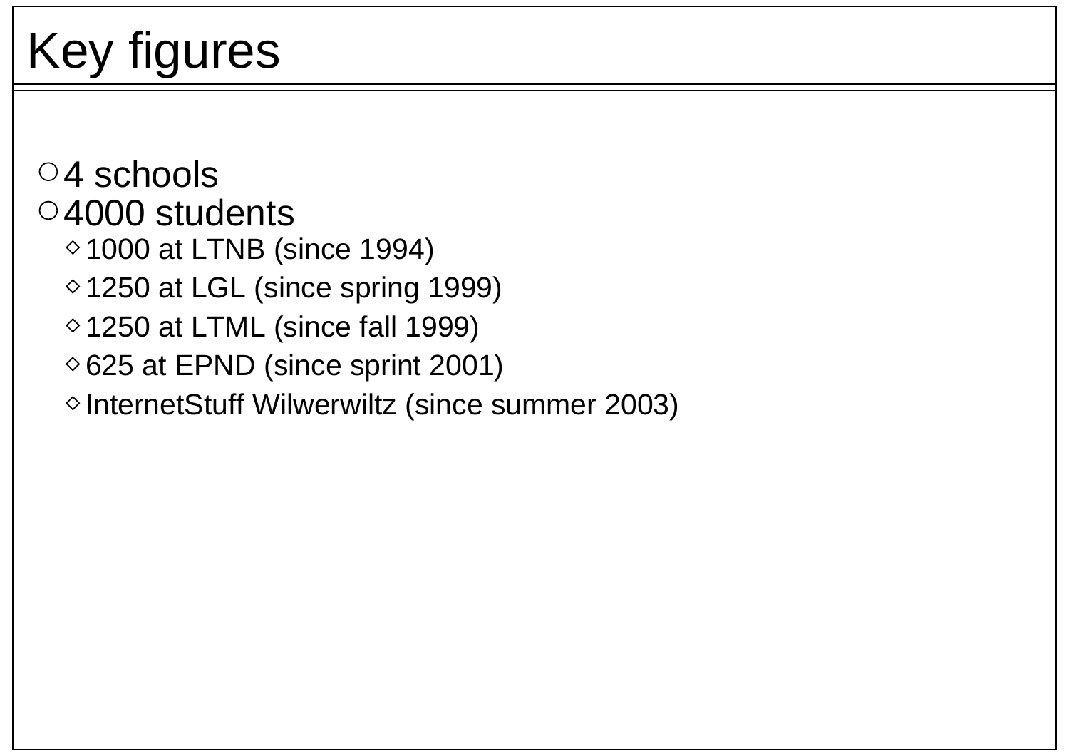# Key figures

- 4 schools
- 4000 students
  - 1000 at LTNB (since 1994)
  - 1250 at LGL (since spring 1999)
  - 1250 at LTML (since fall 1999)
  - 625 at EPND (since sprint 2001)
  - InternetStuff Wilwerwiltz (since summer 2003)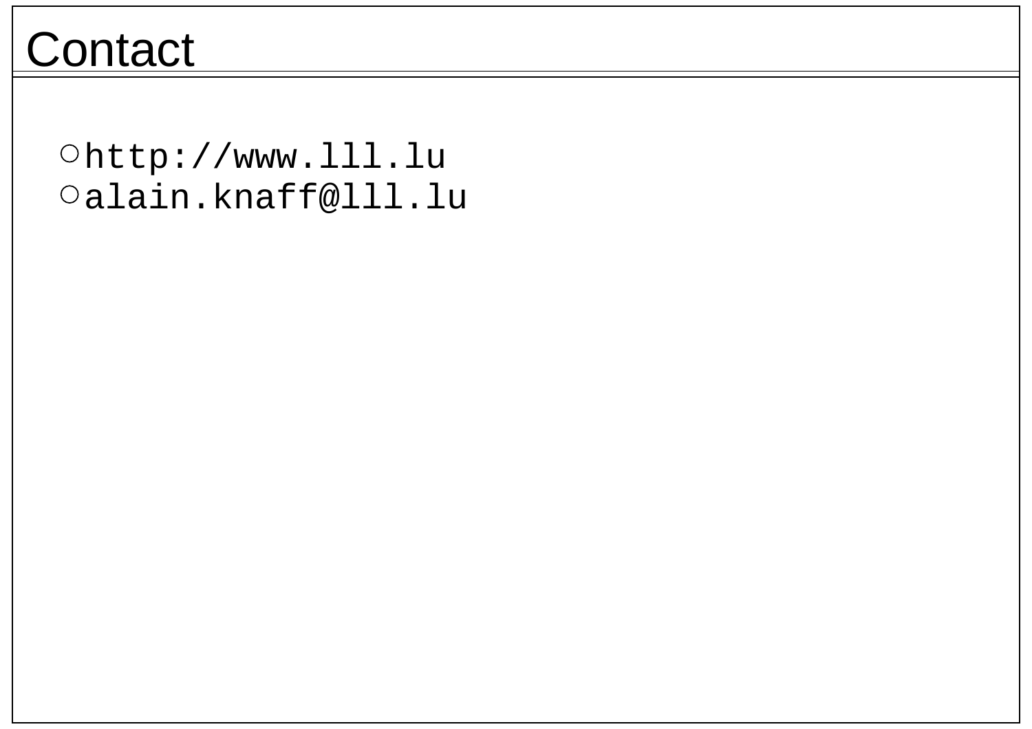# Contact

- http://www.lll.lu
- alain.knaff@lll.lu